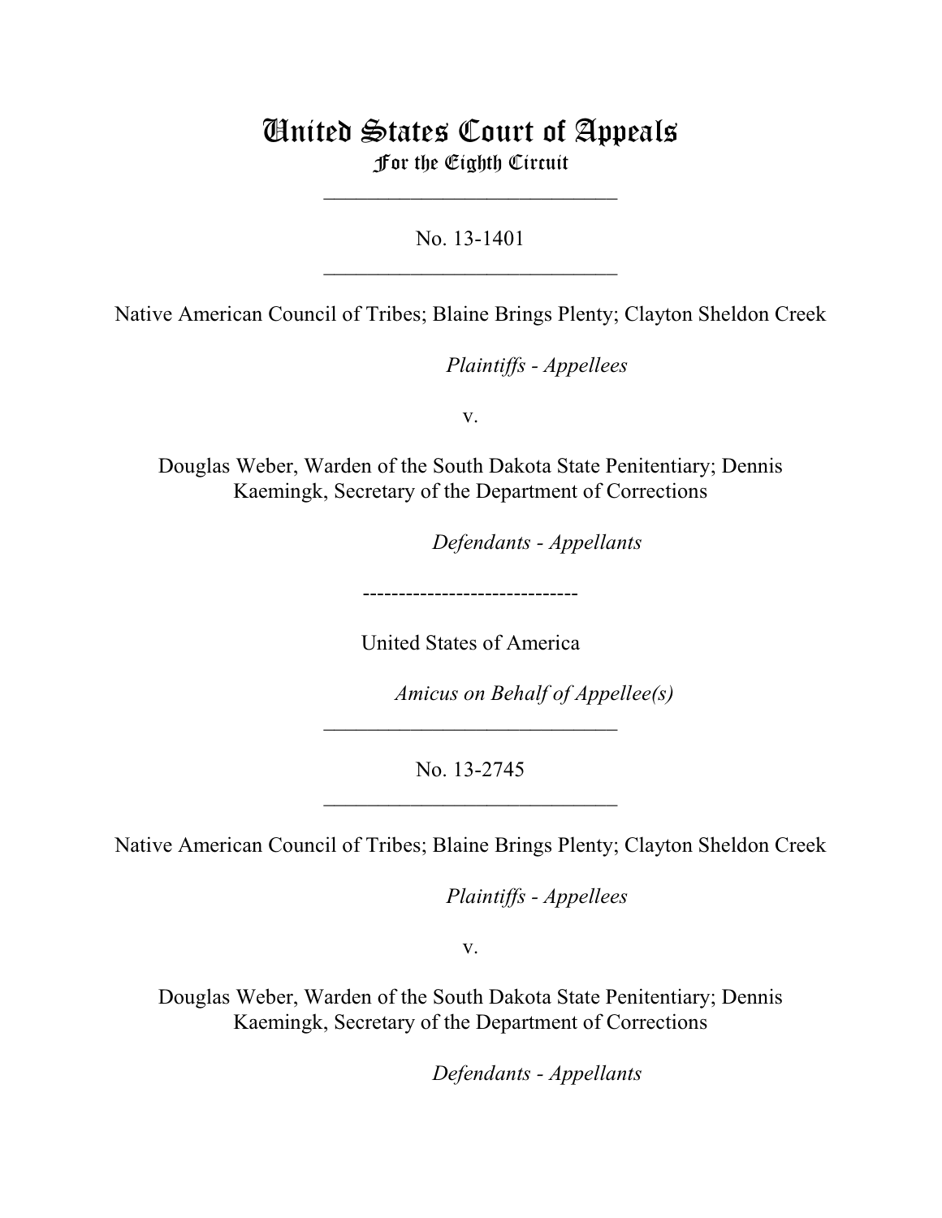# United States Court of Appeals
## For the Eighth Circuit

---

No. 13-1401

---

Native American Council of Tribes; Blaine Brings Plenty; Clayton Sheldon Creek

*Plaintiffs - Appellees*

v.

Douglas Weber, Warden of the South Dakota State Penitentiary; Dennis Kaemingk, Secretary of the Department of Corrections

*Defendants - Appellants*

------------------------------

United States of America

*Amicus on Behalf of Appellee(s)*

---

No. 13-2745

---

Native American Council of Tribes; Blaine Brings Plenty; Clayton Sheldon Creek

*Plaintiffs - Appellees*

v.

Douglas Weber, Warden of the South Dakota State Penitentiary; Dennis Kaemingk, Secretary of the Department of Corrections

*Defendants - Appellants*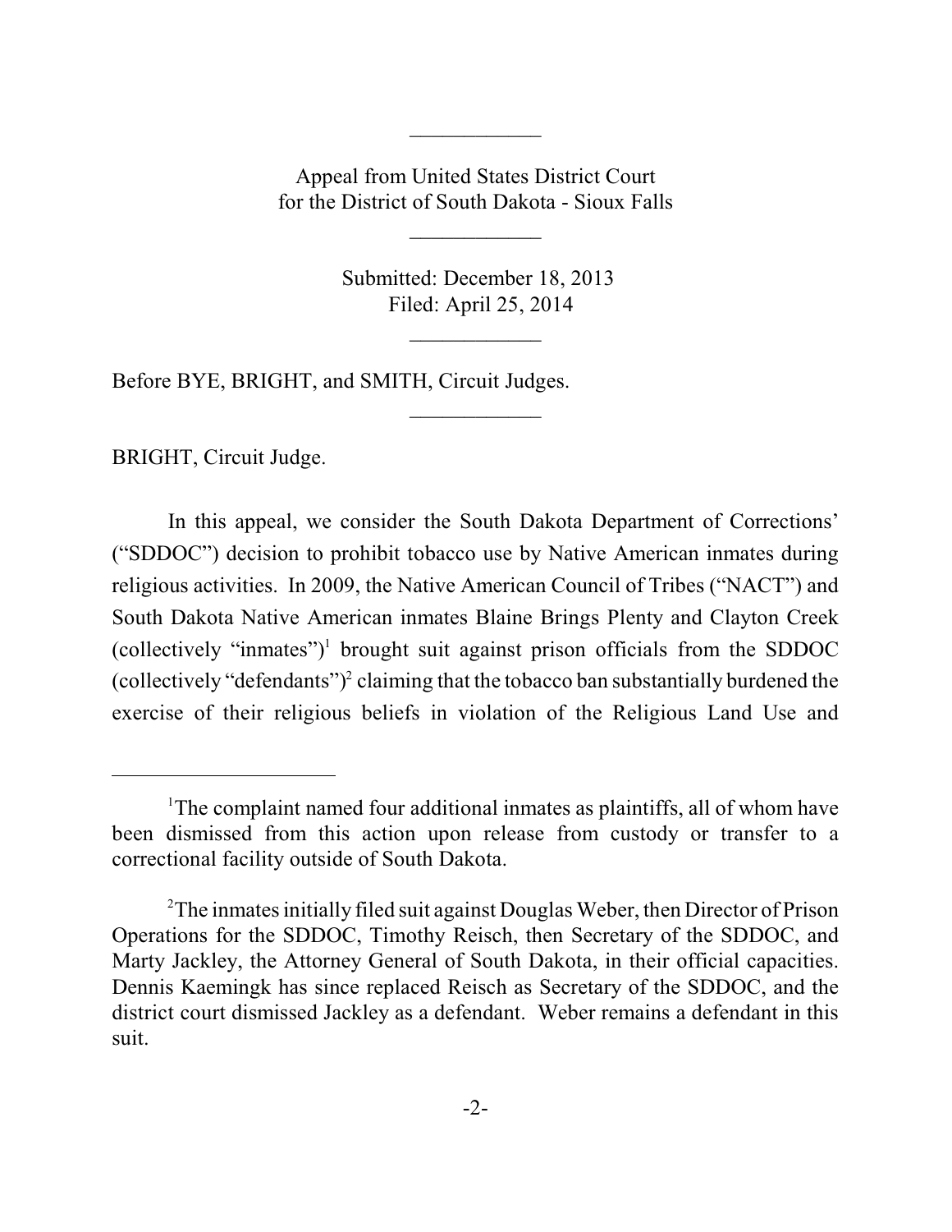Appeal from United States District Court
for the District of South Dakota - Sioux Falls

Submitted: December 18, 2013
Filed: April 25, 2014

Before BYE, BRIGHT, and SMITH, Circuit Judges.

BRIGHT, Circuit Judge.

In this appeal, we consider the South Dakota Department of Corrections' ("SDDOC") decision to prohibit tobacco use by Native American inmates during religious activities. In 2009, the Native American Council of Tribes ("NACT") and South Dakota Native American inmates Blaine Brings Plenty and Clayton Creek (collectively "inmates")[1] brought suit against prison officials from the SDDOC (collectively "defendants")[2] claiming that the tobacco ban substantially burdened the exercise of their religious beliefs in violation of the Religious Land Use and

---

[1] The complaint named four additional inmates as plaintiffs, all of whom have been dismissed from this action upon release from custody or transfer to a correctional facility outside of South Dakota.

[2] The inmates initially filed suit against Douglas Weber, then Director of Prison Operations for the SDDOC, Timothy Reisch, then Secretary of the SDDOC, and Marty Jackley, the Attorney General of South Dakota, in their official capacities. Dennis Kaemingk has since replaced Reisch as Secretary of the SDDOC, and the district court dismissed Jackley as a defendant. Weber remains a defendant in this suit.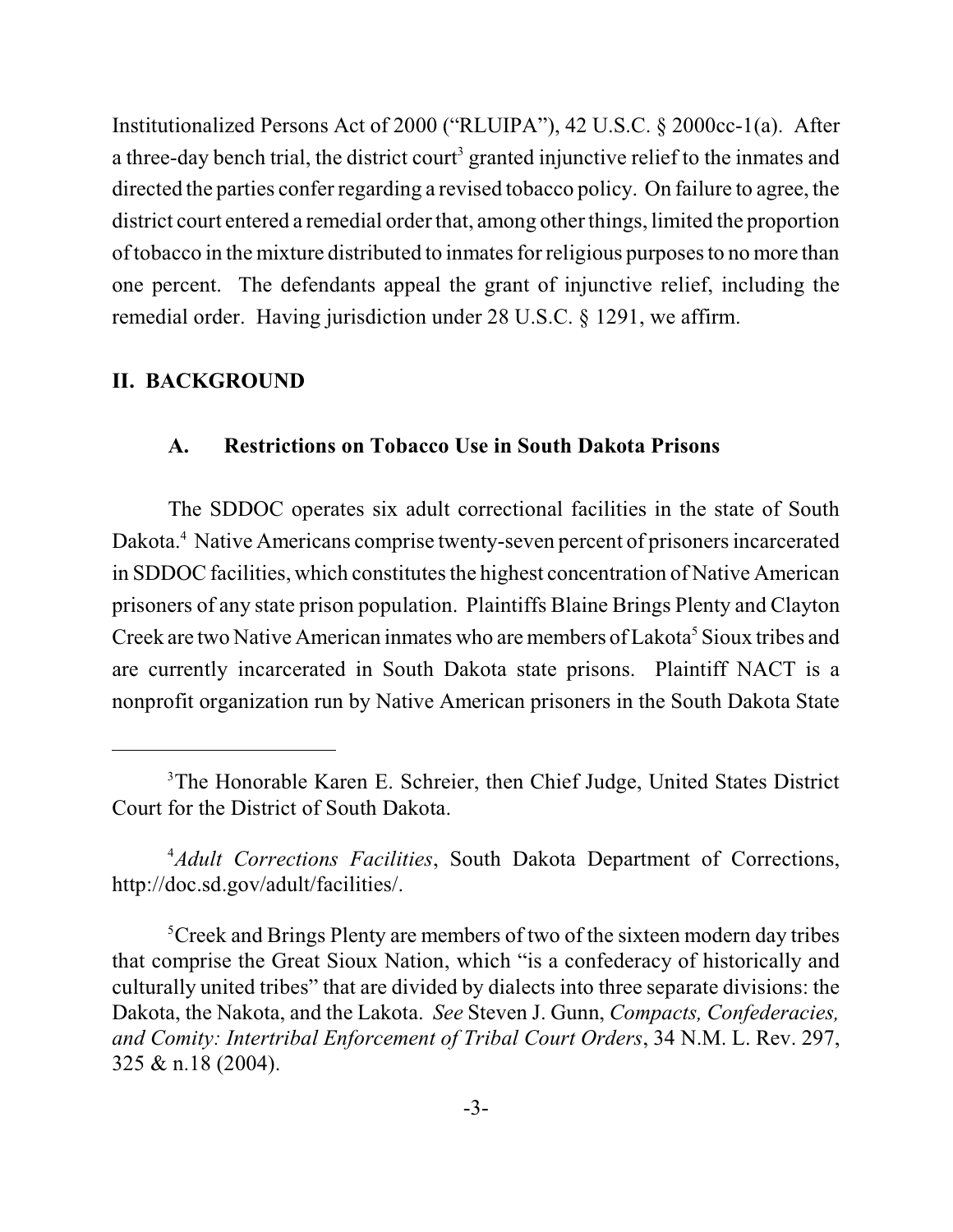Institutionalized Persons Act of 2000 ("RLUIPA"), 42 U.S.C. § 2000cc-1(a). After a three-day bench trial, the district court[3] granted injunctive relief to the inmates and directed the parties confer regarding a revised tobacco policy. On failure to agree, the district court entered a remedial order that, among other things, limited the proportion of tobacco in the mixture distributed to inmates for religious purposes to no more than one percent. The defendants appeal the grant of injunctive relief, including the remedial order. Having jurisdiction under 28 U.S.C. § 1291, we affirm.

## II. BACKGROUND

### A. Restrictions on Tobacco Use in South Dakota Prisons

The SDDOC operates six adult correctional facilities in the state of South Dakota.[4] Native Americans comprise twenty-seven percent of prisoners incarcerated in SDDOC facilities, which constitutes the highest concentration of Native American prisoners of any state prison population. Plaintiffs Blaine Brings Plenty and Clayton Creek are two Native American inmates who are members of Lakota[5] Sioux tribes and are currently incarcerated in South Dakota state prisons. Plaintiff NACT is a nonprofit organization run by Native American prisoners in the South Dakota State

---

[3]The Honorable Karen E. Schreier, then Chief Judge, United States District Court for the District of South Dakota.

[4]*Adult Corrections Facilities*, South Dakota Department of Corrections, http://doc.sd.gov/adult/facilities/.

[5]Creek and Brings Plenty are members of two of the sixteen modern day tribes that comprise the Great Sioux Nation, which "is a confederacy of historically and culturally united tribes" that are divided by dialects into three separate divisions: the Dakota, the Nakota, and the Lakota. *See* Steven J. Gunn, *Compacts, Confederacies, and Comity: Intertribal Enforcement of Tribal Court Orders*, 34 N.M. L. Rev. 297, 325 & n.18 (2004).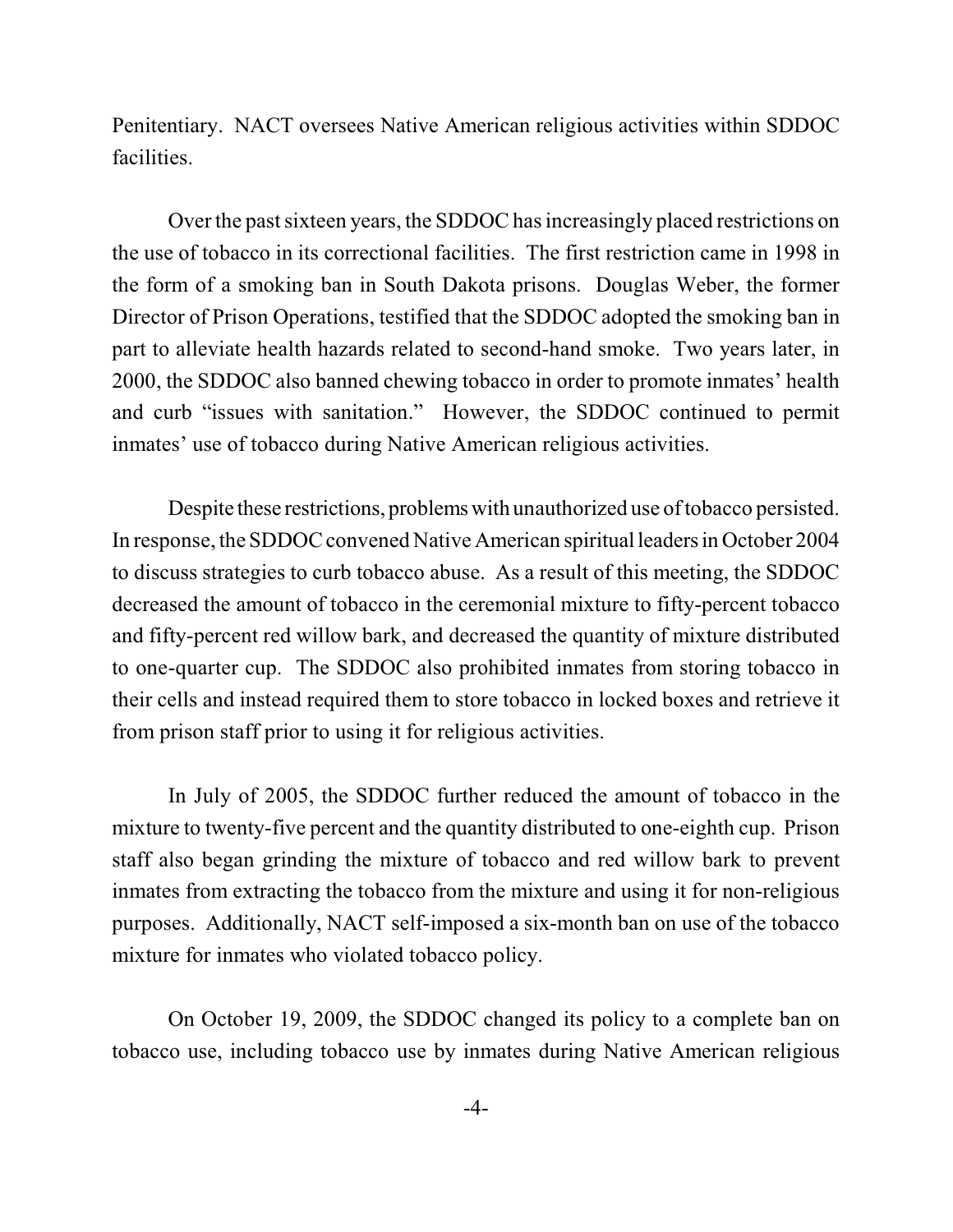Penitentiary. NACT oversees Native American religious activities within SDDOC facilities.

Over the past sixteen years, the SDDOC has increasingly placed restrictions on the use of tobacco in its correctional facilities. The first restriction came in 1998 in the form of a smoking ban in South Dakota prisons. Douglas Weber, the former Director of Prison Operations, testified that the SDDOC adopted the smoking ban in part to alleviate health hazards related to second-hand smoke. Two years later, in 2000, the SDDOC also banned chewing tobacco in order to promote inmates' health and curb "issues with sanitation." However, the SDDOC continued to permit inmates' use of tobacco during Native American religious activities.

Despite these restrictions, problems with unauthorized use of tobacco persisted. In response, the SDDOC convened Native American spiritual leaders in October 2004 to discuss strategies to curb tobacco abuse. As a result of this meeting, the SDDOC decreased the amount of tobacco in the ceremonial mixture to fifty-percent tobacco and fifty-percent red willow bark, and decreased the quantity of mixture distributed to one-quarter cup. The SDDOC also prohibited inmates from storing tobacco in their cells and instead required them to store tobacco in locked boxes and retrieve it from prison staff prior to using it for religious activities.

In July of 2005, the SDDOC further reduced the amount of tobacco in the mixture to twenty-five percent and the quantity distributed to one-eighth cup. Prison staff also began grinding the mixture of tobacco and red willow bark to prevent inmates from extracting the tobacco from the mixture and using it for non-religious purposes. Additionally, NACT self-imposed a six-month ban on use of the tobacco mixture for inmates who violated tobacco policy.

On October 19, 2009, the SDDOC changed its policy to a complete ban on tobacco use, including tobacco use by inmates during Native American religious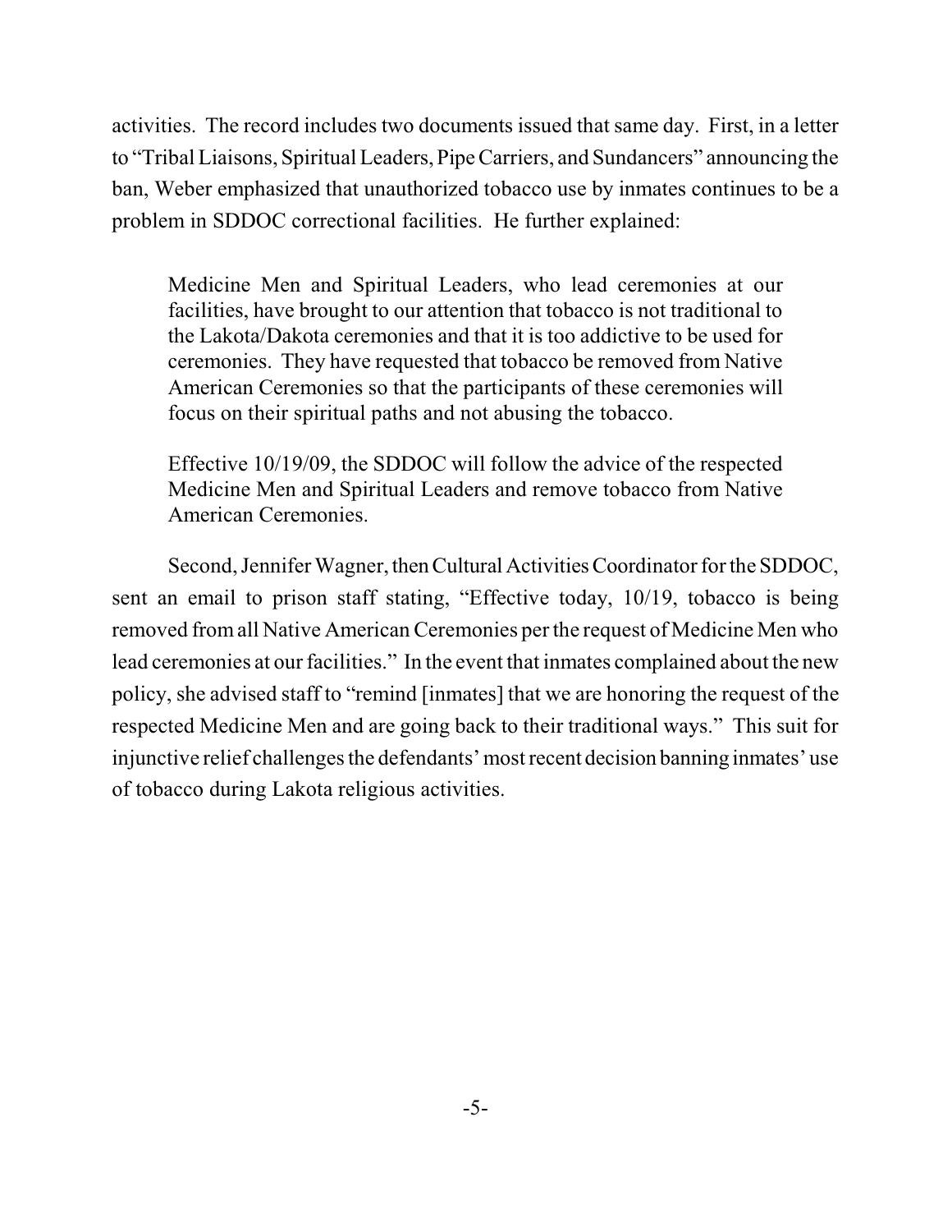activities. The record includes two documents issued that same day. First, in a letter to "Tribal Liaisons, Spiritual Leaders, Pipe Carriers, and Sundancers" announcing the ban, Weber emphasized that unauthorized tobacco use by inmates continues to be a problem in SDDOC correctional facilities. He further explained:

> Medicine Men and Spiritual Leaders, who lead ceremonies at our facilities, have brought to our attention that tobacco is not traditional to the Lakota/Dakota ceremonies and that it is too addictive to be used for ceremonies. They have requested that tobacco be removed from Native American Ceremonies so that the participants of these ceremonies will focus on their spiritual paths and not abusing the tobacco.
>
> Effective 10/19/09, the SDDOC will follow the advice of the respected Medicine Men and Spiritual Leaders and remove tobacco from Native American Ceremonies.

Second, Jennifer Wagner, then Cultural Activities Coordinator for the SDDOC, sent an email to prison staff stating, "Effective today, 10/19, tobacco is being removed from all Native American Ceremonies per the request of Medicine Men who lead ceremonies at our facilities." In the event that inmates complained about the new policy, she advised staff to "remind [inmates] that we are honoring the request of the respected Medicine Men and are going back to their traditional ways." This suit for injunctive relief challenges the defendants' most recent decision banning inmates' use of tobacco during Lakota religious activities.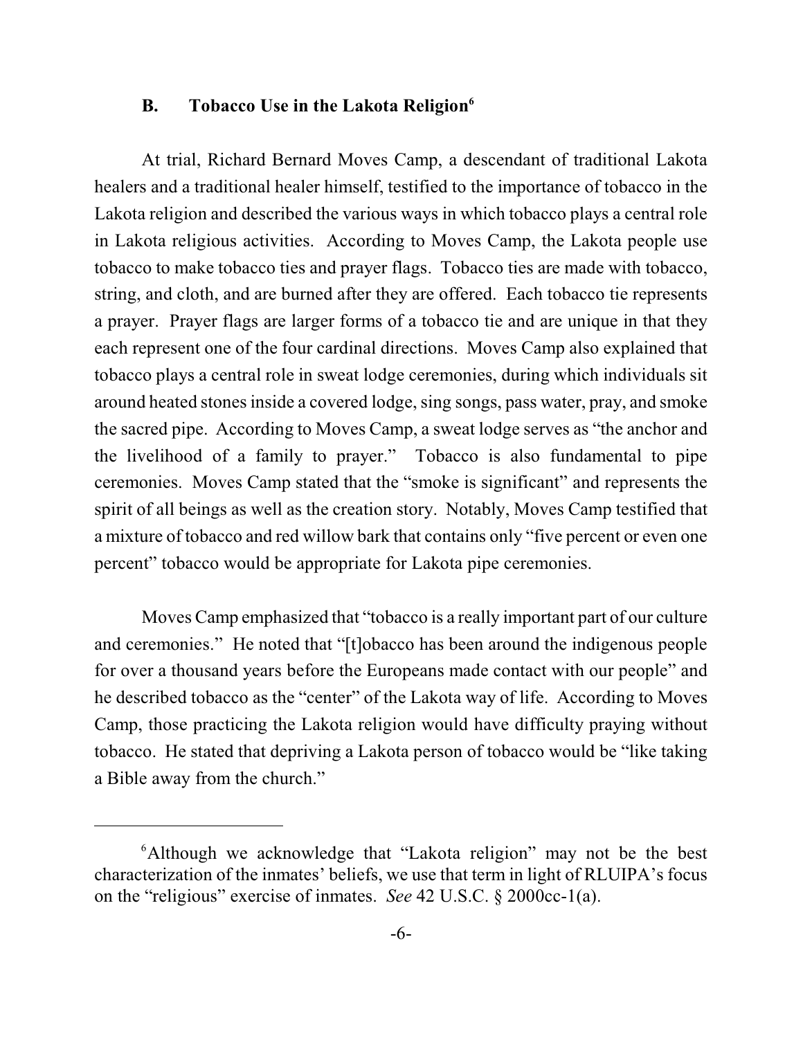### B. Tobacco Use in the Lakota Religion[6]

At trial, Richard Bernard Moves Camp, a descendant of traditional Lakota healers and a traditional healer himself, testified to the importance of tobacco in the Lakota religion and described the various ways in which tobacco plays a central role in Lakota religious activities. According to Moves Camp, the Lakota people use tobacco to make tobacco ties and prayer flags. Tobacco ties are made with tobacco, string, and cloth, and are burned after they are offered. Each tobacco tie represents a prayer. Prayer flags are larger forms of a tobacco tie and are unique in that they each represent one of the four cardinal directions. Moves Camp also explained that tobacco plays a central role in sweat lodge ceremonies, during which individuals sit around heated stones inside a covered lodge, sing songs, pass water, pray, and smoke the sacred pipe. According to Moves Camp, a sweat lodge serves as "the anchor and the livelihood of a family to prayer." Tobacco is also fundamental to pipe ceremonies. Moves Camp stated that the "smoke is significant" and represents the spirit of all beings as well as the creation story. Notably, Moves Camp testified that a mixture of tobacco and red willow bark that contains only "five percent or even one percent" tobacco would be appropriate for Lakota pipe ceremonies.

Moves Camp emphasized that "tobacco is a really important part of our culture and ceremonies." He noted that "[t]obacco has been around the indigenous people for over a thousand years before the Europeans made contact with our people" and he described tobacco as the "center" of the Lakota way of life. According to Moves Camp, those practicing the Lakota religion would have difficulty praying without tobacco. He stated that depriving a Lakota person of tobacco would be "like taking a Bible away from the church."

---

[6] Although we acknowledge that "Lakota religion" may not be the best characterization of the inmates' beliefs, we use that term in light of RLUIPA's focus on the "religious" exercise of inmates. *See* 42 U.S.C. § 2000cc-1(a).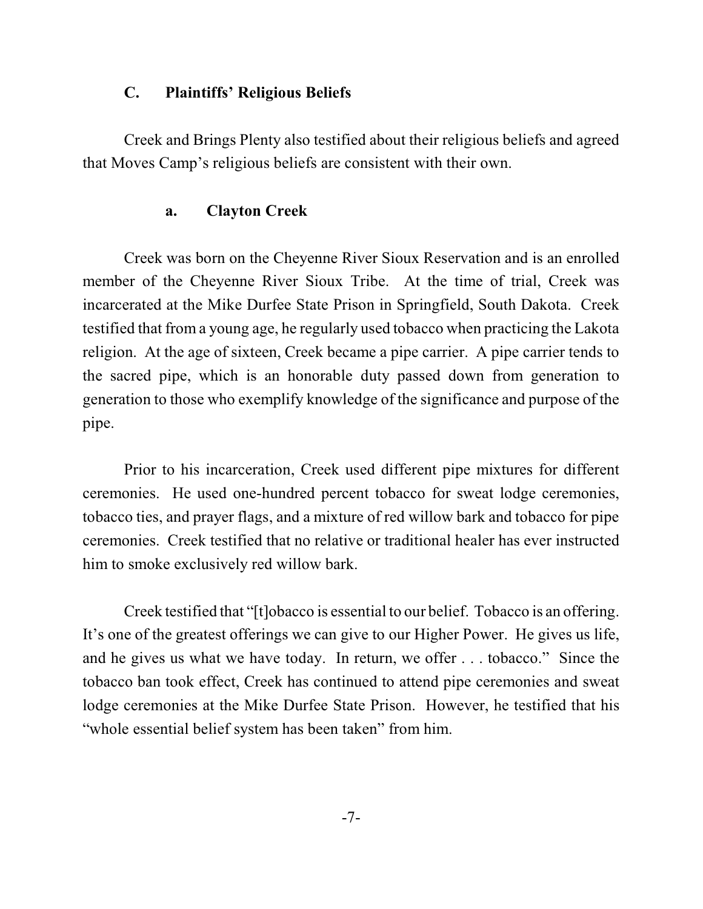### C. Plaintiffs' Religious Beliefs

Creek and Brings Plenty also testified about their religious beliefs and agreed that Moves Camp's religious beliefs are consistent with their own.

#### a. Clayton Creek

Creek was born on the Cheyenne River Sioux Reservation and is an enrolled member of the Cheyenne River Sioux Tribe. At the time of trial, Creek was incarcerated at the Mike Durfee State Prison in Springfield, South Dakota. Creek testified that from a young age, he regularly used tobacco when practicing the Lakota religion. At the age of sixteen, Creek became a pipe carrier. A pipe carrier tends to the sacred pipe, which is an honorable duty passed down from generation to generation to those who exemplify knowledge of the significance and purpose of the pipe.

Prior to his incarceration, Creek used different pipe mixtures for different ceremonies. He used one-hundred percent tobacco for sweat lodge ceremonies, tobacco ties, and prayer flags, and a mixture of red willow bark and tobacco for pipe ceremonies. Creek testified that no relative or traditional healer has ever instructed him to smoke exclusively red willow bark.

Creek testified that "[t]obacco is essential to our belief. Tobacco is an offering. It's one of the greatest offerings we can give to our Higher Power. He gives us life, and he gives us what we have today. In return, we offer . . . tobacco." Since the tobacco ban took effect, Creek has continued to attend pipe ceremonies and sweat lodge ceremonies at the Mike Durfee State Prison. However, he testified that his "whole essential belief system has been taken" from him.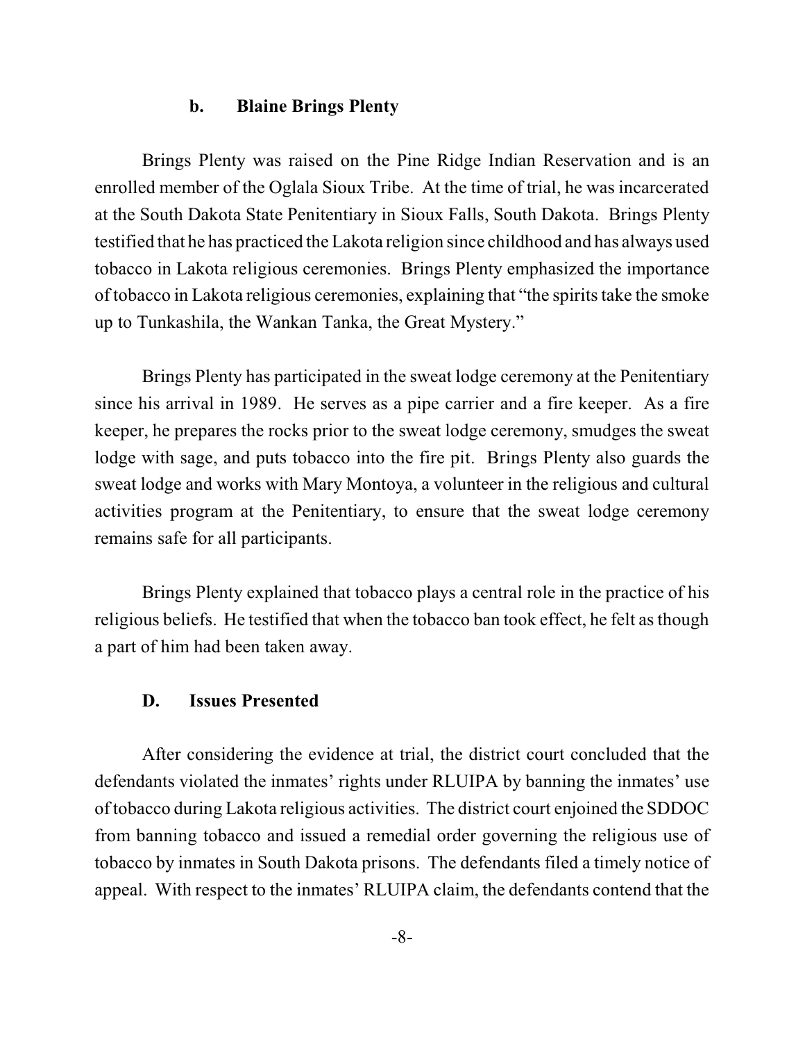#### b. Blaine Brings Plenty

Brings Plenty was raised on the Pine Ridge Indian Reservation and is an enrolled member of the Oglala Sioux Tribe. At the time of trial, he was incarcerated at the South Dakota State Penitentiary in Sioux Falls, South Dakota. Brings Plenty testified that he has practiced the Lakota religion since childhood and has always used tobacco in Lakota religious ceremonies. Brings Plenty emphasized the importance of tobacco in Lakota religious ceremonies, explaining that "the spirits take the smoke up to Tunkashila, the Wankan Tanka, the Great Mystery."

Brings Plenty has participated in the sweat lodge ceremony at the Penitentiary since his arrival in 1989. He serves as a pipe carrier and a fire keeper. As a fire keeper, he prepares the rocks prior to the sweat lodge ceremony, smudges the sweat lodge with sage, and puts tobacco into the fire pit. Brings Plenty also guards the sweat lodge and works with Mary Montoya, a volunteer in the religious and cultural activities program at the Penitentiary, to ensure that the sweat lodge ceremony remains safe for all participants.

Brings Plenty explained that tobacco plays a central role in the practice of his religious beliefs. He testified that when the tobacco ban took effect, he felt as though a part of him had been taken away.

### D. Issues Presented

After considering the evidence at trial, the district court concluded that the defendants violated the inmates' rights under RLUIPA by banning the inmates' use of tobacco during Lakota religious activities. The district court enjoined the SDDOC from banning tobacco and issued a remedial order governing the religious use of tobacco by inmates in South Dakota prisons. The defendants filed a timely notice of appeal. With respect to the inmates' RLUIPA claim, the defendants contend that the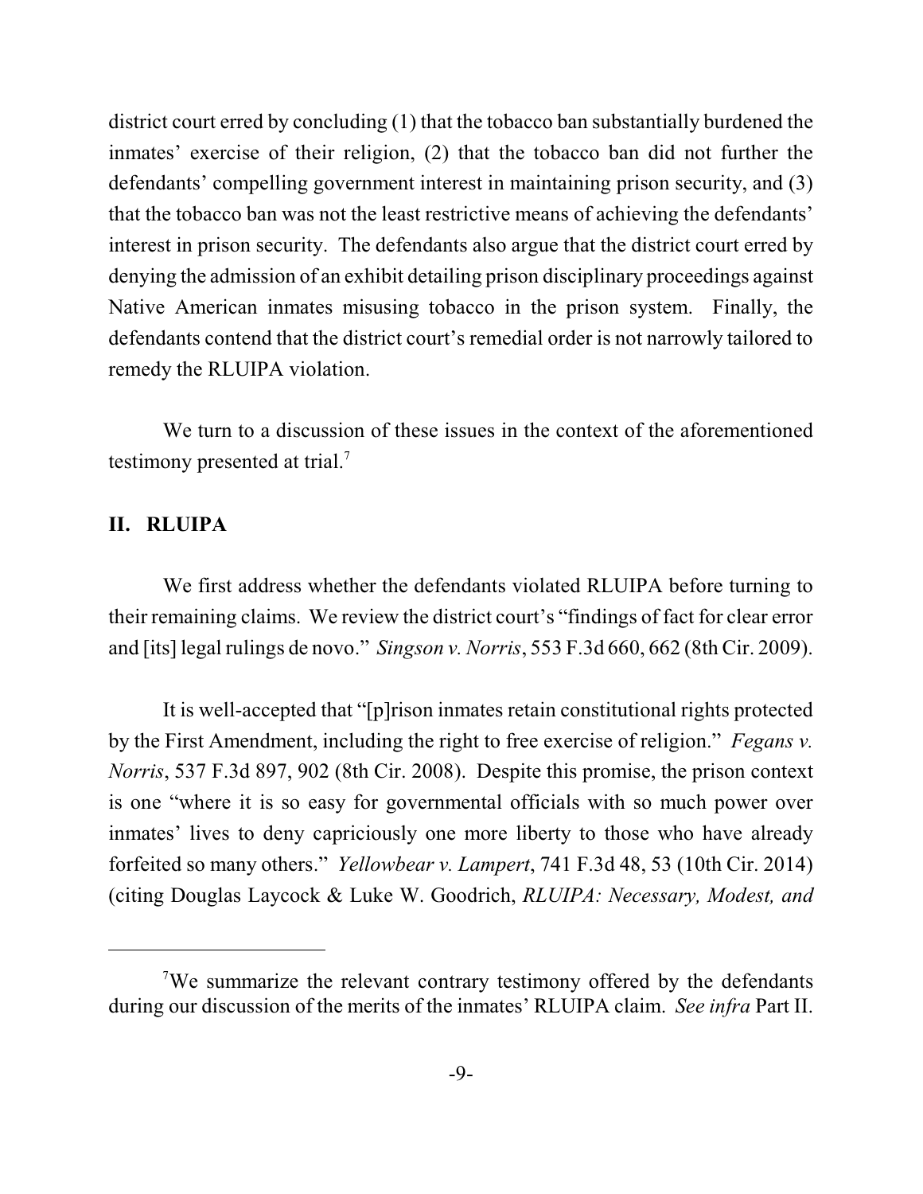district court erred by concluding (1) that the tobacco ban substantially burdened the inmates' exercise of their religion, (2) that the tobacco ban did not further the defendants' compelling government interest in maintaining prison security, and (3) that the tobacco ban was not the least restrictive means of achieving the defendants' interest in prison security. The defendants also argue that the district court erred by denying the admission of an exhibit detailing prison disciplinary proceedings against Native American inmates misusing tobacco in the prison system. Finally, the defendants contend that the district court's remedial order is not narrowly tailored to remedy the RLUIPA violation.

We turn to a discussion of these issues in the context of the aforementioned testimony presented at trial.[7]

## II. RLUIPA

We first address whether the defendants violated RLUIPA before turning to their remaining claims. We review the district court's "findings of fact for clear error and [its] legal rulings de novo." *Singson v. Norris*, 553 F.3d 660, 662 (8th Cir. 2009).

It is well-accepted that "[p]rison inmates retain constitutional rights protected by the First Amendment, including the right to free exercise of religion." *Fegans v. Norris*, 537 F.3d 897, 902 (8th Cir. 2008). Despite this promise, the prison context is one "where it is so easy for governmental officials with so much power over inmates' lives to deny capriciously one more liberty to those who have already forfeited so many others." *Yellowbear v. Lampert*, 741 F.3d 48, 53 (10th Cir. 2014) (citing Douglas Laycock & Luke W. Goodrich, *RLUIPA: Necessary, Modest, and*

---

[7]We summarize the relevant contrary testimony offered by the defendants during our discussion of the merits of the inmates' RLUIPA claim. *See infra* Part II.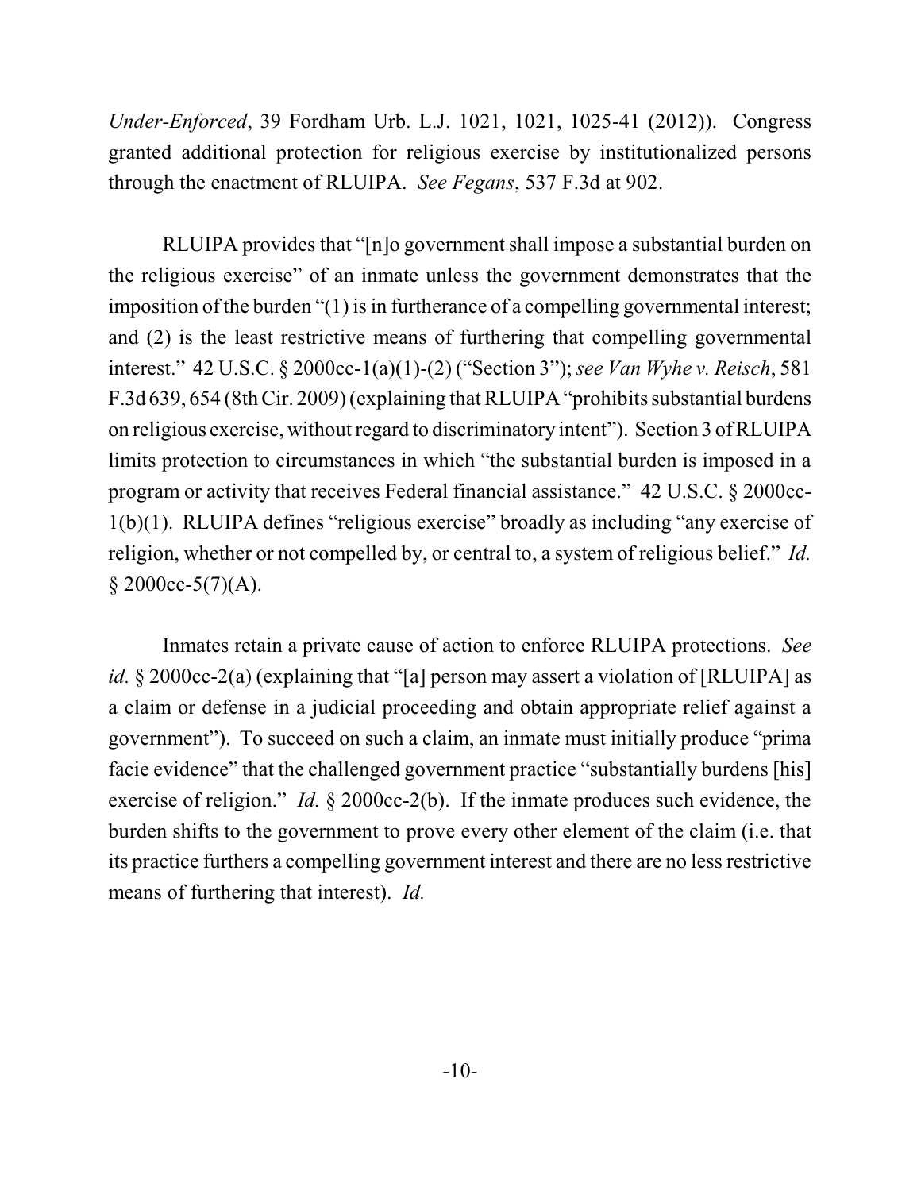*Under-Enforced*, 39 Fordham Urb. L.J. 1021, 1021, 1025-41 (2012)). Congress granted additional protection for religious exercise by institutionalized persons through the enactment of RLUIPA. *See Fegans*, 537 F.3d at 902.

RLUIPA provides that "[n]o government shall impose a substantial burden on the religious exercise" of an inmate unless the government demonstrates that the imposition of the burden "(1) is in furtherance of a compelling governmental interest; and (2) is the least restrictive means of furthering that compelling governmental interest." 42 U.S.C. § 2000cc-1(a)(1)-(2) ("Section 3"); *see Van Wyhe v. Reisch*, 581 F.3d 639, 654 (8th Cir. 2009) (explaining that RLUIPA "prohibits substantial burdens on religious exercise, without regard to discriminatory intent"). Section 3 of RLUIPA limits protection to circumstances in which "the substantial burden is imposed in a program or activity that receives Federal financial assistance." 42 U.S.C. § 2000cc-1(b)(1). RLUIPA defines "religious exercise" broadly as including "any exercise of religion, whether or not compelled by, or central to, a system of religious belief." *Id.* § 2000cc-5(7)(A).

Inmates retain a private cause of action to enforce RLUIPA protections. *See id.* § 2000cc-2(a) (explaining that "[a] person may assert a violation of [RLUIPA] as a claim or defense in a judicial proceeding and obtain appropriate relief against a government"). To succeed on such a claim, an inmate must initially produce "prima facie evidence" that the challenged government practice "substantially burdens [his] exercise of religion." *Id.* § 2000cc-2(b). If the inmate produces such evidence, the burden shifts to the government to prove every other element of the claim (i.e. that its practice furthers a compelling government interest and there are no less restrictive means of furthering that interest). *Id.*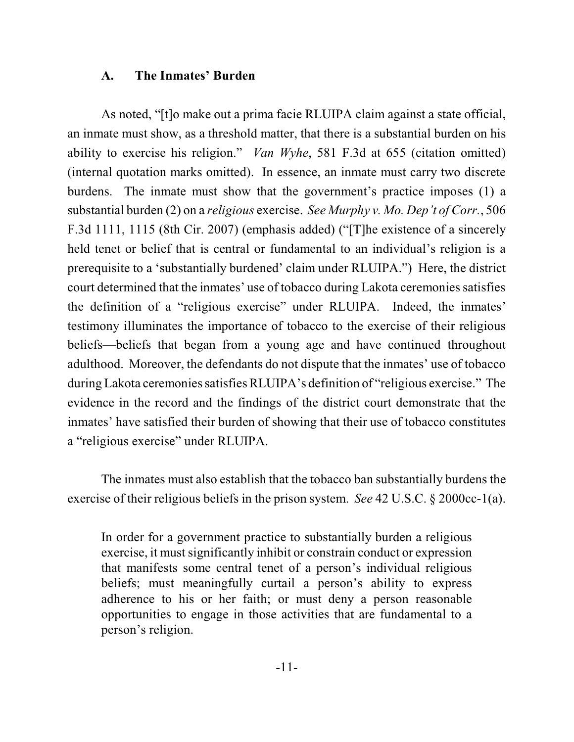### A. The Inmates' Burden

As noted, "[t]o make out a prima facie RLUIPA claim against a state official, an inmate must show, as a threshold matter, that there is a substantial burden on his ability to exercise his religion." *Van Wyhe*, 581 F.3d at 655 (citation omitted) (internal quotation marks omitted). In essence, an inmate must carry two discrete burdens. The inmate must show that the government's practice imposes (1) a substantial burden (2) on a *religious* exercise. *See Murphy v. Mo. Dep't of Corr.*, 506 F.3d 1111, 1115 (8th Cir. 2007) (emphasis added) ("[T]he existence of a sincerely held tenet or belief that is central or fundamental to an individual's religion is a prerequisite to a 'substantially burdened' claim under RLUIPA.") Here, the district court determined that the inmates' use of tobacco during Lakota ceremonies satisfies the definition of a "religious exercise" under RLUIPA. Indeed, the inmates' testimony illuminates the importance of tobacco to the exercise of their religious beliefs—beliefs that began from a young age and have continued throughout adulthood. Moreover, the defendants do not dispute that the inmates' use of tobacco during Lakota ceremonies satisfies RLUIPA's definition of "religious exercise." The evidence in the record and the findings of the district court demonstrate that the inmates' have satisfied their burden of showing that their use of tobacco constitutes a "religious exercise" under RLUIPA.

The inmates must also establish that the tobacco ban substantially burdens the exercise of their religious beliefs in the prison system. *See* 42 U.S.C. § 2000cc-1(a).

> In order for a government practice to substantially burden a religious exercise, it must significantly inhibit or constrain conduct or expression that manifests some central tenet of a person's individual religious beliefs; must meaningfully curtail a person's ability to express adherence to his or her faith; or must deny a person reasonable opportunities to engage in those activities that are fundamental to a person's religion.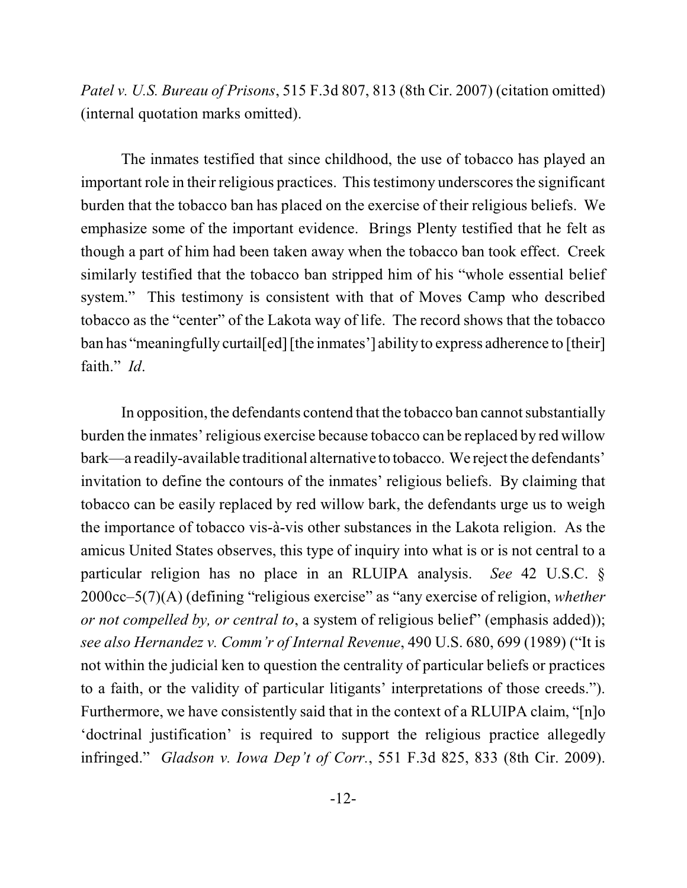*Patel v. U.S. Bureau of Prisons*, 515 F.3d 807, 813 (8th Cir. 2007) (citation omitted) (internal quotation marks omitted).

The inmates testified that since childhood, the use of tobacco has played an important role in their religious practices. This testimony underscores the significant burden that the tobacco ban has placed on the exercise of their religious beliefs. We emphasize some of the important evidence. Brings Plenty testified that he felt as though a part of him had been taken away when the tobacco ban took effect. Creek similarly testified that the tobacco ban stripped him of his "whole essential belief system." This testimony is consistent with that of Moves Camp who described tobacco as the "center" of the Lakota way of life. The record shows that the tobacco ban has "meaningfully curtail[ed] [the inmates'] ability to express adherence to [their] faith." *Id*.

In opposition, the defendants contend that the tobacco ban cannot substantially burden the inmates' religious exercise because tobacco can be replaced by red willow bark—a readily-available traditional alternative to tobacco. We reject the defendants' invitation to define the contours of the inmates' religious beliefs. By claiming that tobacco can be easily replaced by red willow bark, the defendants urge us to weigh the importance of tobacco vis-à-vis other substances in the Lakota religion. As the amicus United States observes, this type of inquiry into what is or is not central to a particular religion has no place in an RLUIPA analysis. *See* 42 U.S.C. § 2000cc–5(7)(A) (defining "religious exercise" as "any exercise of religion, *whether or not compelled by, or central to*, a system of religious belief" (emphasis added)); *see also Hernandez v. Comm'r of Internal Revenue*, 490 U.S. 680, 699 (1989) ("It is not within the judicial ken to question the centrality of particular beliefs or practices to a faith, or the validity of particular litigants' interpretations of those creeds."). Furthermore, we have consistently said that in the context of a RLUIPA claim, "[n]o 'doctrinal justification' is required to support the religious practice allegedly infringed." *Gladson v. Iowa Dep't of Corr.*, 551 F.3d 825, 833 (8th Cir. 2009).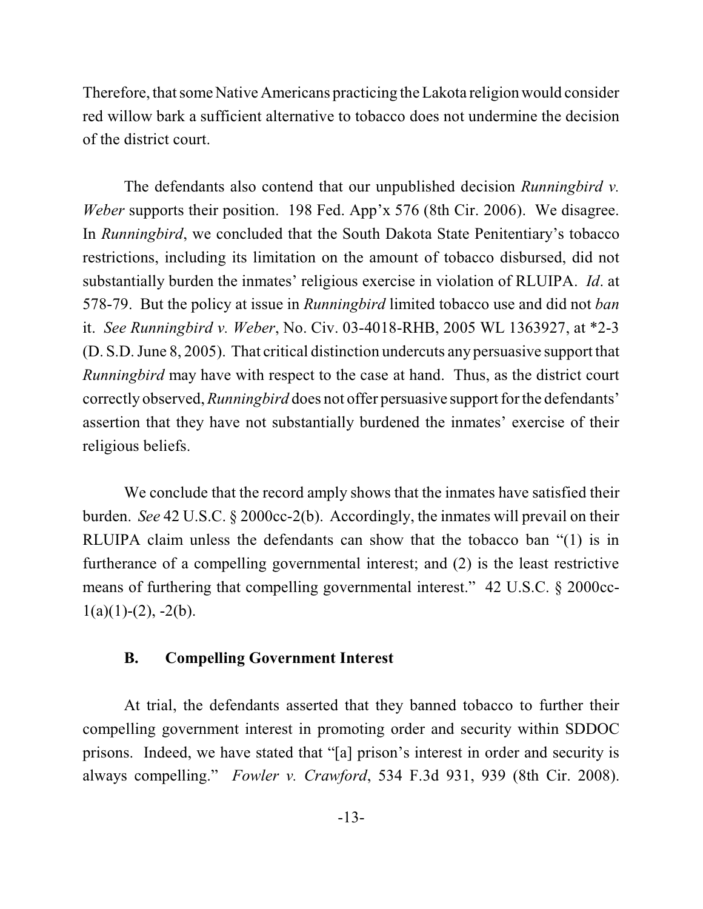Therefore, that some Native Americans practicing the Lakota religion would consider red willow bark a sufficient alternative to tobacco does not undermine the decision of the district court.

The defendants also contend that our unpublished decision *Runningbird v. Weber* supports their position. 198 Fed. App'x 576 (8th Cir. 2006). We disagree. In *Runningbird*, we concluded that the South Dakota State Penitentiary's tobacco restrictions, including its limitation on the amount of tobacco disbursed, did not substantially burden the inmates' religious exercise in violation of RLUIPA. *Id*. at 578-79. But the policy at issue in *Runningbird* limited tobacco use and did not *ban* it. *See Runningbird v. Weber*, No. Civ. 03-4018-RHB, 2005 WL 1363927, at *2-3 (D. S.D. June 8, 2005). That critical distinction undercuts any persuasive support that *Runningbird* may have with respect to the case at hand. Thus, as the district court correctly observed, *Runningbird* does not offer persuasive support for the defendants' assertion that they have not substantially burdened the inmates' exercise of their religious beliefs.

We conclude that the record amply shows that the inmates have satisfied their burden. *See* 42 U.S.C. § 2000cc-2(b). Accordingly, the inmates will prevail on their RLUIPA claim unless the defendants can show that the tobacco ban "(1) is in furtherance of a compelling governmental interest; and (2) is the least restrictive means of furthering that compelling governmental interest." 42 U.S.C. § 2000cc-1(a)(1)-(2), -2(b).

### B. Compelling Government Interest

At trial, the defendants asserted that they banned tobacco to further their compelling government interest in promoting order and security within SDDOC prisons. Indeed, we have stated that "[a] prison's interest in order and security is always compelling." *Fowler v. Crawford*, 534 F.3d 931, 939 (8th Cir. 2008).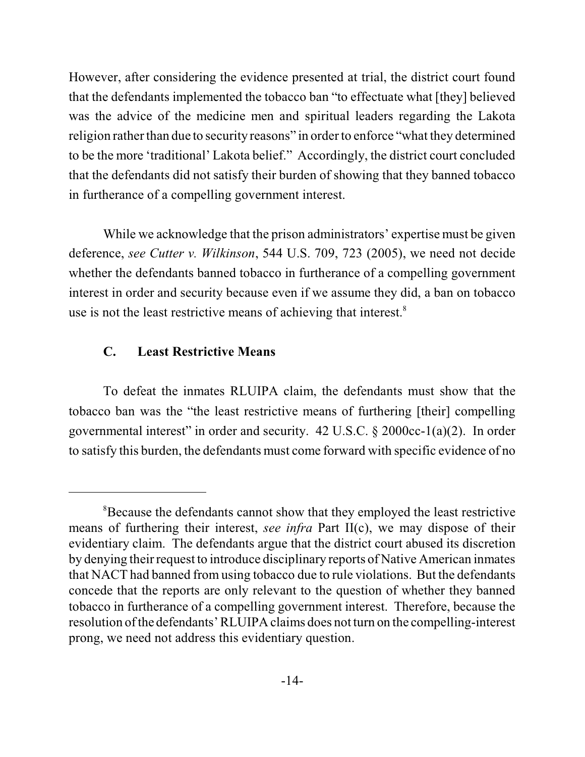However, after considering the evidence presented at trial, the district court found that the defendants implemented the tobacco ban "to effectuate what [they] believed was the advice of the medicine men and spiritual leaders regarding the Lakota religion rather than due to security reasons" in order to enforce "what they determined to be the more 'traditional' Lakota belief." Accordingly, the district court concluded that the defendants did not satisfy their burden of showing that they banned tobacco in furtherance of a compelling government interest.

While we acknowledge that the prison administrators' expertise must be given deference, *see Cutter v. Wilkinson*, 544 U.S. 709, 723 (2005), we need not decide whether the defendants banned tobacco in furtherance of a compelling government interest in order and security because even if we assume they did, a ban on tobacco use is not the least restrictive means of achieving that interest.[8]

### C. Least Restrictive Means

To defeat the inmates RLUIPA claim, the defendants must show that the tobacco ban was the "the least restrictive means of furthering [their] compelling governmental interest" in order and security. 42 U.S.C. § 2000cc-1(a)(2). In order to satisfy this burden, the defendants must come forward with specific evidence of no

---

[8]Because the defendants cannot show that they employed the least restrictive means of furthering their interest, *see infra* Part II(c), we may dispose of their evidentiary claim. The defendants argue that the district court abused its discretion by denying their request to introduce disciplinary reports of Native American inmates that NACT had banned from using tobacco due to rule violations. But the defendants concede that the reports are only relevant to the question of whether they banned tobacco in furtherance of a compelling government interest. Therefore, because the resolution of the defendants' RLUIPA claims does not turn on the compelling-interest prong, we need not address this evidentiary question.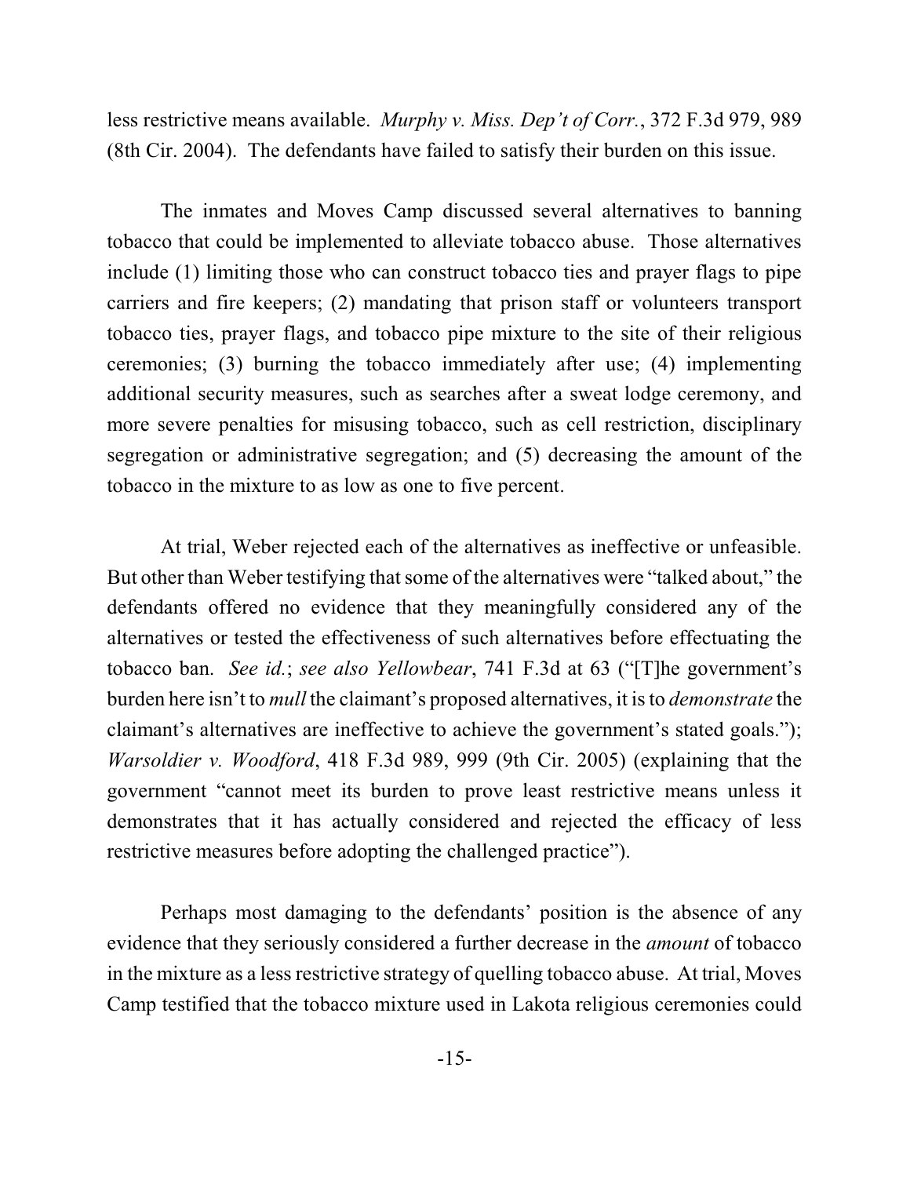less restrictive means available. *Murphy v. Miss. Dep't of Corr.*, 372 F.3d 979, 989 (8th Cir. 2004). The defendants have failed to satisfy their burden on this issue.

The inmates and Moves Camp discussed several alternatives to banning tobacco that could be implemented to alleviate tobacco abuse. Those alternatives include (1) limiting those who can construct tobacco ties and prayer flags to pipe carriers and fire keepers; (2) mandating that prison staff or volunteers transport tobacco ties, prayer flags, and tobacco pipe mixture to the site of their religious ceremonies; (3) burning the tobacco immediately after use; (4) implementing additional security measures, such as searches after a sweat lodge ceremony, and more severe penalties for misusing tobacco, such as cell restriction, disciplinary segregation or administrative segregation; and (5) decreasing the amount of the tobacco in the mixture to as low as one to five percent.

At trial, Weber rejected each of the alternatives as ineffective or unfeasible. But other than Weber testifying that some of the alternatives were "talked about," the defendants offered no evidence that they meaningfully considered any of the alternatives or tested the effectiveness of such alternatives before effectuating the tobacco ban. *See id.*; *see also Yellowbear*, 741 F.3d at 63 ("[T]he government's burden here isn't to *mull* the claimant's proposed alternatives, it is to *demonstrate* the claimant's alternatives are ineffective to achieve the government's stated goals."); *Warsoldier v. Woodford*, 418 F.3d 989, 999 (9th Cir. 2005) (explaining that the government "cannot meet its burden to prove least restrictive means unless it demonstrates that it has actually considered and rejected the efficacy of less restrictive measures before adopting the challenged practice").

Perhaps most damaging to the defendants' position is the absence of any evidence that they seriously considered a further decrease in the *amount* of tobacco in the mixture as a less restrictive strategy of quelling tobacco abuse. At trial, Moves Camp testified that the tobacco mixture used in Lakota religious ceremonies could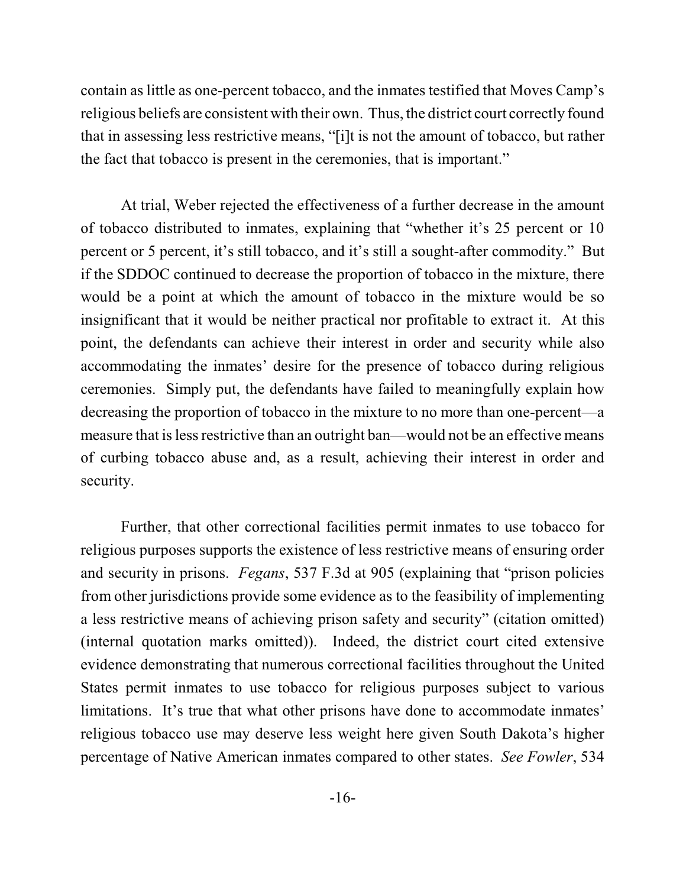contain as little as one-percent tobacco, and the inmates testified that Moves Camp's religious beliefs are consistent with their own. Thus, the district court correctly found that in assessing less restrictive means, "[i]t is not the amount of tobacco, but rather the fact that tobacco is present in the ceremonies, that is important."

At trial, Weber rejected the effectiveness of a further decrease in the amount of tobacco distributed to inmates, explaining that "whether it's 25 percent or 10 percent or 5 percent, it's still tobacco, and it's still a sought-after commodity." But if the SDDOC continued to decrease the proportion of tobacco in the mixture, there would be a point at which the amount of tobacco in the mixture would be so insignificant that it would be neither practical nor profitable to extract it. At this point, the defendants can achieve their interest in order and security while also accommodating the inmates' desire for the presence of tobacco during religious ceremonies. Simply put, the defendants have failed to meaningfully explain how decreasing the proportion of tobacco in the mixture to no more than one-percent—a measure that is less restrictive than an outright ban—would not be an effective means of curbing tobacco abuse and, as a result, achieving their interest in order and security.

Further, that other correctional facilities permit inmates to use tobacco for religious purposes supports the existence of less restrictive means of ensuring order and security in prisons. *Fegans*, 537 F.3d at 905 (explaining that "prison policies from other jurisdictions provide some evidence as to the feasibility of implementing a less restrictive means of achieving prison safety and security" (citation omitted) (internal quotation marks omitted)). Indeed, the district court cited extensive evidence demonstrating that numerous correctional facilities throughout the United States permit inmates to use tobacco for religious purposes subject to various limitations. It's true that what other prisons have done to accommodate inmates' religious tobacco use may deserve less weight here given South Dakota's higher percentage of Native American inmates compared to other states. *See Fowler*, 534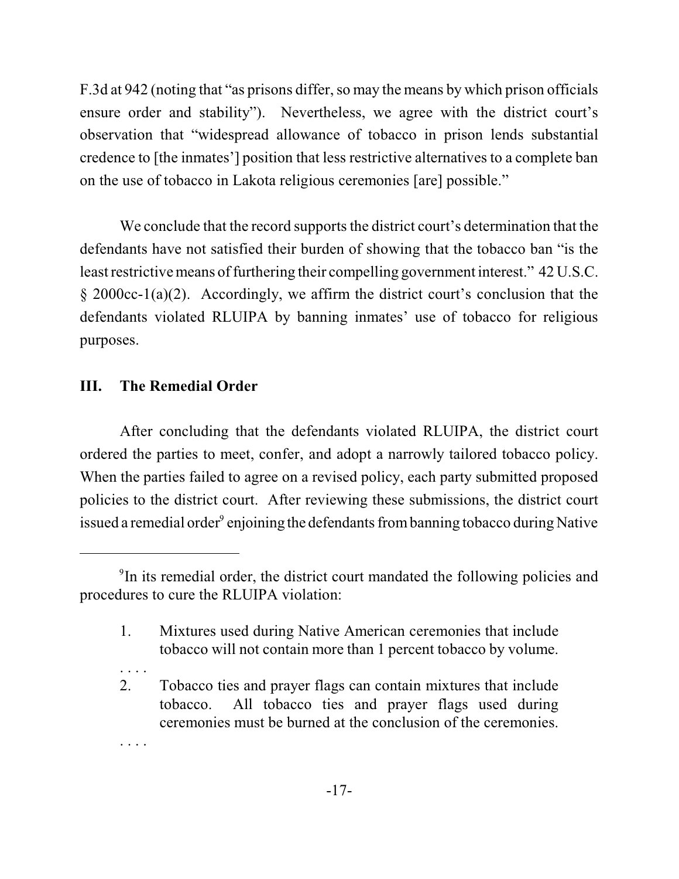F.3d at 942 (noting that "as prisons differ, so may the means by which prison officials ensure order and stability"). Nevertheless, we agree with the district court's observation that "widespread allowance of tobacco in prison lends substantial credence to [the inmates'] position that less restrictive alternatives to a complete ban on the use of tobacco in Lakota religious ceremonies [are] possible."

We conclude that the record supports the district court's determination that the defendants have not satisfied their burden of showing that the tobacco ban "is the least restrictive means of furthering their compelling government interest." 42 U.S.C. § 2000cc-1(a)(2). Accordingly, we affirm the district court's conclusion that the defendants violated RLUIPA by banning inmates' use of tobacco for religious purposes.

## III. The Remedial Order

After concluding that the defendants violated RLUIPA, the district court ordered the parties to meet, confer, and adopt a narrowly tailored tobacco policy. When the parties failed to agree on a revised policy, each party submitted proposed policies to the district court. After reviewing these submissions, the district court issued a remedial order[9] enjoining the defendants from banning tobacco during Native

---

[9]In its remedial order, the district court mandated the following policies and procedures to cure the RLUIPA violation:

> 1. Mixtures used during Native American ceremonies that include tobacco will not contain more than 1 percent tobacco by volume.
>
> . . . .
>
> 2. Tobacco ties and prayer flags can contain mixtures that include tobacco. All tobacco ties and prayer flags used during ceremonies must be burned at the conclusion of the ceremonies.
>
> . . . .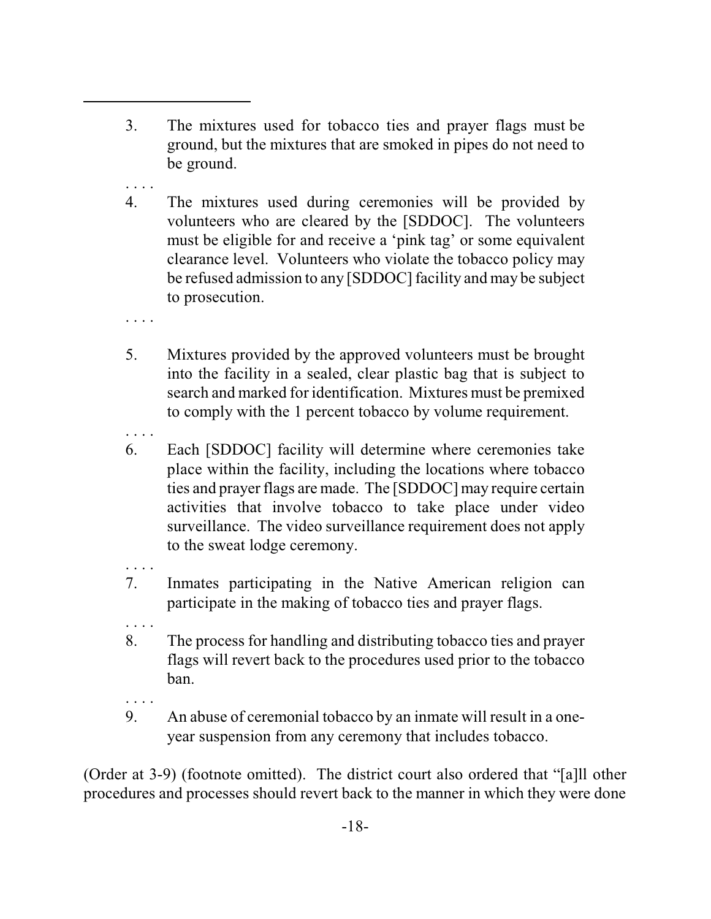3. The mixtures used for tobacco ties and prayer flags must be ground, but the mixtures that are smoked in pipes do not need to be ground.

. . . .

4. The mixtures used during ceremonies will be provided by volunteers who are cleared by the [SDDOC]. The volunteers must be eligible for and receive a 'pink tag' or some equivalent clearance level. Volunteers who violate the tobacco policy may be refused admission to any [SDDOC] facility and may be subject to prosecution.

. . . .

5. Mixtures provided by the approved volunteers must be brought into the facility in a sealed, clear plastic bag that is subject to search and marked for identification. Mixtures must be premixed to comply with the 1 percent tobacco by volume requirement.

. . . .

6. Each [SDDOC] facility will determine where ceremonies take place within the facility, including the locations where tobacco ties and prayer flags are made. The [SDDOC] may require certain activities that involve tobacco to take place under video surveillance. The video surveillance requirement does not apply to the sweat lodge ceremony.

. . . .

7. Inmates participating in the Native American religion can participate in the making of tobacco ties and prayer flags.

. . . .

8. The process for handling and distributing tobacco ties and prayer flags will revert back to the procedures used prior to the tobacco ban.

. . . .

9. An abuse of ceremonial tobacco by an inmate will result in a one-year suspension from any ceremony that includes tobacco.

(Order at 3-9) (footnote omitted). The district court also ordered that "[a]ll other procedures and processes should revert back to the manner in which they were done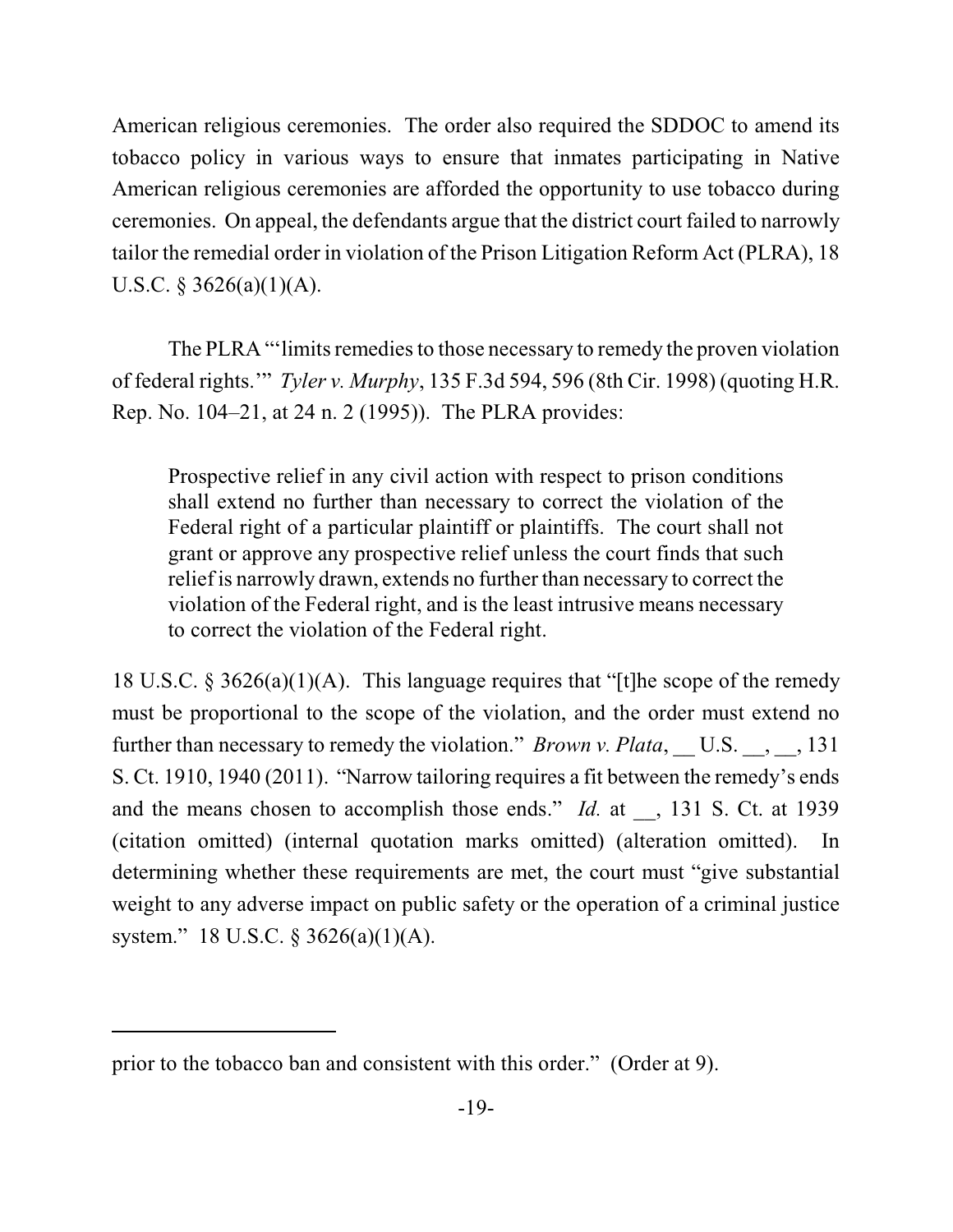American religious ceremonies. The order also required the SDDOC to amend its tobacco policy in various ways to ensure that inmates participating in Native American religious ceremonies are afforded the opportunity to use tobacco during ceremonies. On appeal, the defendants argue that the district court failed to narrowly tailor the remedial order in violation of the Prison Litigation Reform Act (PLRA), 18 U.S.C. § 3626(a)(1)(A).

The PLRA "'limits remedies to those necessary to remedy the proven violation of federal rights.'" *Tyler v. Murphy*, 135 F.3d 594, 596 (8th Cir. 1998) (quoting H.R. Rep. No. 104–21, at 24 n. 2 (1995)). The PLRA provides:

> Prospective relief in any civil action with respect to prison conditions shall extend no further than necessary to correct the violation of the Federal right of a particular plaintiff or plaintiffs. The court shall not grant or approve any prospective relief unless the court finds that such relief is narrowly drawn, extends no further than necessary to correct the violation of the Federal right, and is the least intrusive means necessary to correct the violation of the Federal right.

18 U.S.C. § 3626(a)(1)(A). This language requires that "[t]he scope of the remedy must be proportional to the scope of the violation, and the order must extend no further than necessary to remedy the violation." *Brown v. Plata*, __ U.S. __, __, 131 S. Ct. 1910, 1940 (2011). "Narrow tailoring requires a fit between the remedy's ends and the means chosen to accomplish those ends." *Id.* at __, 131 S. Ct. at 1939 (citation omitted) (internal quotation marks omitted) (alteration omitted). In determining whether these requirements are met, the court must "give substantial weight to any adverse impact on public safety or the operation of a criminal justice system." 18 U.S.C. § 3626(a)(1)(A).

---

prior to the tobacco ban and consistent with this order." (Order at 9).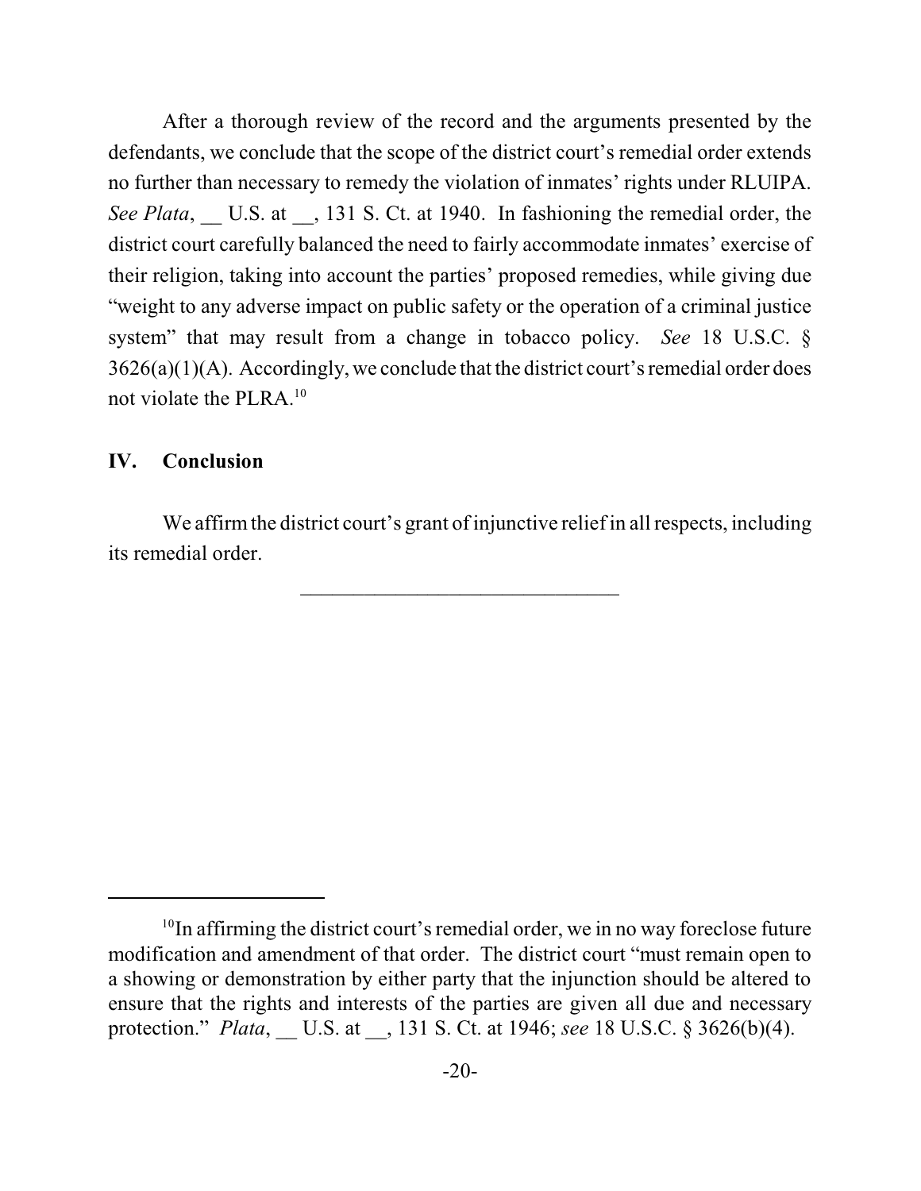After a thorough review of the record and the arguments presented by the defendants, we conclude that the scope of the district court's remedial order extends no further than necessary to remedy the violation of inmates' rights under RLUIPA. *See Plata*, __ U.S. at __, 131 S. Ct. at 1940. In fashioning the remedial order, the district court carefully balanced the need to fairly accommodate inmates' exercise of their religion, taking into account the parties' proposed remedies, while giving due "weight to any adverse impact on public safety or the operation of a criminal justice system" that may result from a change in tobacco policy. *See* 18 U.S.C. § 3626(a)(1)(A). Accordingly, we conclude that the district court's remedial order does not violate the PLRA.[10]

## IV. Conclusion

We affirm the district court's grant of injunctive relief in all respects, including its remedial order.

---

[10]In affirming the district court's remedial order, we in no way foreclose future modification and amendment of that order. The district court "must remain open to a showing or demonstration by either party that the injunction should be altered to ensure that the rights and interests of the parties are given all due and necessary protection." *Plata*, __ U.S. at __, 131 S. Ct. at 1946; *see* 18 U.S.C. § 3626(b)(4).